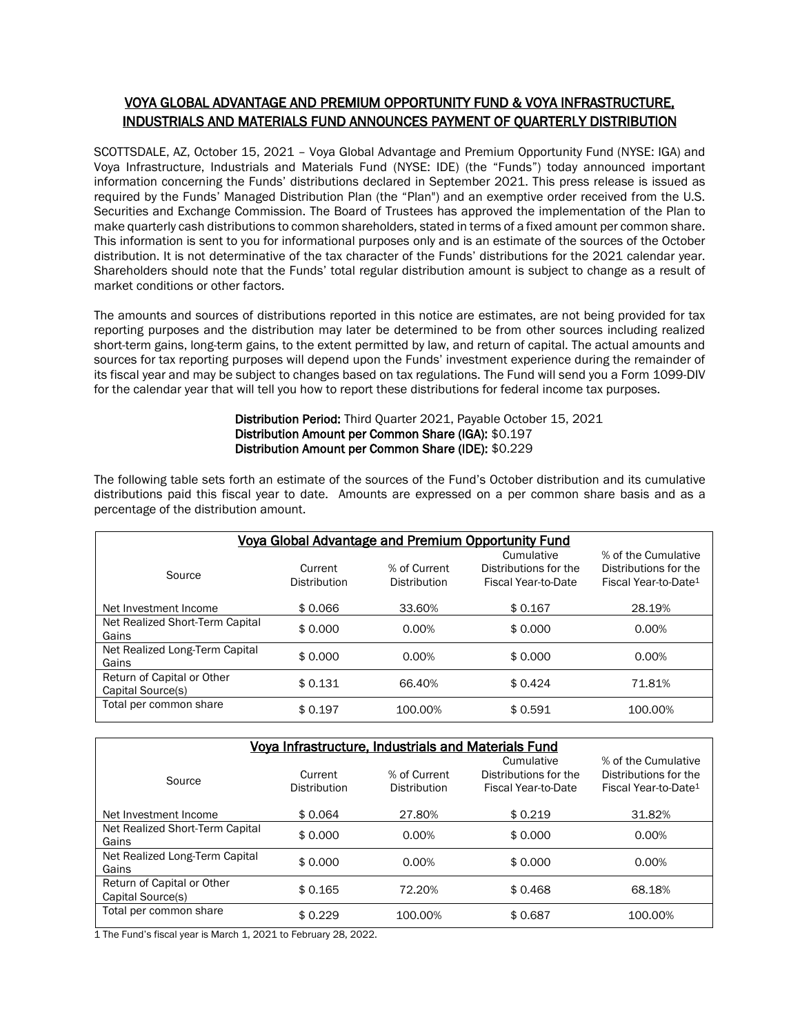# VOYA GLOBAL ADVANTAGE AND PREMIUM OPPORTUNITY FUND & VOYA INFRASTRUCTURE, INDUSTRIALS AND MATERIALS FUND ANNOUNCES PAYMENT OF QUARTERLY DISTRIBUTION

SCOTTSDALE, AZ, October 15, 2021 – Voya Global Advantage and Premium Opportunity Fund (NYSE: IGA) and Voya Infrastructure, Industrials and Materials Fund (NYSE: IDE) (the "Funds") today announced important information concerning the Funds' distributions declared in September 2021. This press release is issued as required by the Funds' Managed Distribution Plan (the "Plan") and an exemptive order received from the U.S. Securities and Exchange Commission. The Board of Trustees has approved the implementation of the Plan to make quarterly cash distributions to common shareholders, stated in terms of a fixed amount per common share. This information is sent to you for informational purposes only and is an estimate of the sources of the October distribution. It is not determinative of the tax character of the Funds' distributions for the 2021 calendar year. Shareholders should note that the Funds' total regular distribution amount is subject to change as a result of market conditions or other factors.

The amounts and sources of distributions reported in this notice are estimates, are not being provided for tax reporting purposes and the distribution may later be determined to be from other sources including realized short-term gains, long-term gains, to the extent permitted by law, and return of capital. The actual amounts and sources for tax reporting purposes will depend upon the Funds' investment experience during the remainder of its fiscal year and may be subject to changes based on tax regulations. The Fund will send you a Form 1099-DIV for the calendar year that will tell you how to report these distributions for federal income tax purposes.

**Distribution Period:** Third Quarter 2021, Payable October 15, 2021
**Distribution Amount per Common Share (IGA):** $0.197
**Distribution Amount per Common Share (IDE):** $0.229

The following table sets forth an estimate of the sources of the Fund's October distribution and its cumulative distributions paid this fiscal year to date. Amounts are expressed on a per common share basis and as a percentage of the distribution amount.

**Voya Global Advantage and Premium Opportunity Fund**

| Source | Current Distribution | % of Current Distribution | Cumulative Distributions for the Fiscal Year-to-Date | % of the Cumulative Distributions for the Fiscal Year-to-Date[1] |
|---|---|---|---|---|
| Net Investment Income | $ 0.066 | 33.60% | $ 0.167 | 28.19% |
| Net Realized Short-Term Capital Gains | $ 0.000 | 0.00% | $ 0.000 | 0.00% |
| Net Realized Long-Term Capital Gains | $ 0.000 | 0.00% | $ 0.000 | 0.00% |
| Return of Capital or Other Capital Source(s) | $ 0.131 | 66.40% | $ 0.424 | 71.81% |
| Total per common share | $ 0.197 | 100.00% | $ 0.591 | 100.00% |

**Voya Infrastructure, Industrials and Materials Fund**

| Source | Current Distribution | % of Current Distribution | Cumulative Distributions for the Fiscal Year-to-Date | % of the Cumulative Distributions for the Fiscal Year-to-Date[1] |
|---|---|---|---|---|
| Net Investment Income | $ 0.064 | 27.80% | $ 0.219 | 31.82% |
| Net Realized Short-Term Capital Gains | $ 0.000 | 0.00% | $ 0.000 | 0.00% |
| Net Realized Long-Term Capital Gains | $ 0.000 | 0.00% | $ 0.000 | 0.00% |
| Return of Capital or Other Capital Source(s) | $ 0.165 | 72.20% | $ 0.468 | 68.18% |
| Total per common share | $ 0.229 | 100.00% | $ 0.687 | 100.00% |

1 The Fund's fiscal year is March 1, 2021 to February 28, 2022.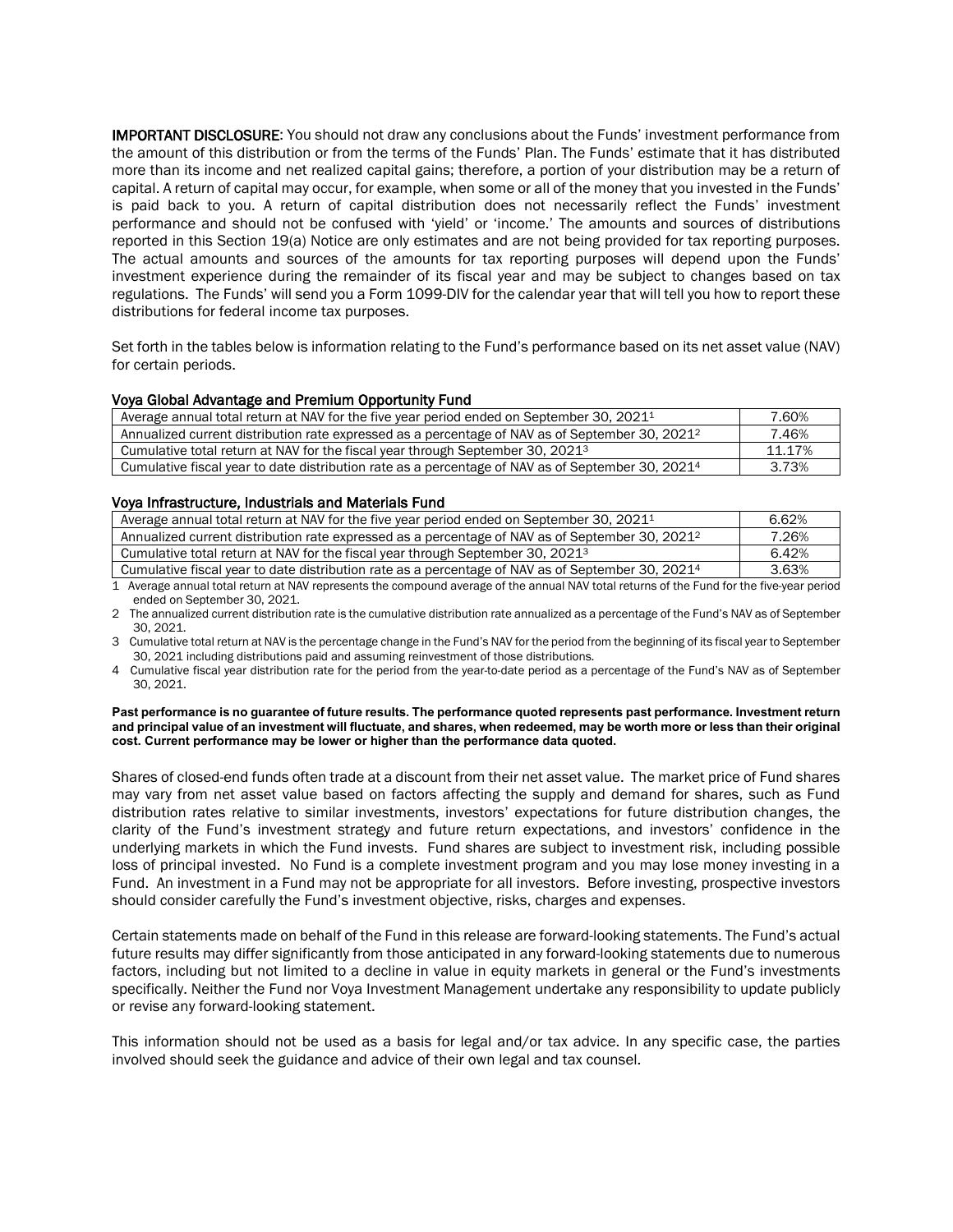**IMPORTANT DISCLOSURE**: You should not draw any conclusions about the Funds' investment performance from the amount of this distribution or from the terms of the Funds' Plan. The Funds' estimate that it has distributed more than its income and net realized capital gains; therefore, a portion of your distribution may be a return of capital. A return of capital may occur, for example, when some or all of the money that you invested in the Funds' is paid back to you. A return of capital distribution does not necessarily reflect the Funds' investment performance and should not be confused with 'yield' or 'income.' The amounts and sources of distributions reported in this Section 19(a) Notice are only estimates and are not being provided for tax reporting purposes. The actual amounts and sources of the amounts for tax reporting purposes will depend upon the Funds' investment experience during the remainder of its fiscal year and may be subject to changes based on tax regulations. The Funds' will send you a Form 1099-DIV for the calendar year that will tell you how to report these distributions for federal income tax purposes.

Set forth in the tables below is information relating to the Fund's performance based on its net asset value (NAV) for certain periods.

**Voya Global Advantage and Premium Opportunity Fund**

| | |
|---|---|
| Average annual total return at NAV for the five year period ended on September 30, 2021[1] | 7.60% |
| Annualized current distribution rate expressed as a percentage of NAV as of September 30, 2021[2] | 7.46% |
| Cumulative total return at NAV for the fiscal year through September 30, 2021[3] | 11.17% |
| Cumulative fiscal year to date distribution rate as a percentage of NAV as of September 30, 2021[4] | 3.73% |

**Voya Infrastructure, Industrials and Materials Fund**

| | |
|---|---|
| Average annual total return at NAV for the five year period ended on September 30, 2021[1] | 6.62% |
| Annualized current distribution rate expressed as a percentage of NAV as of September 30, 2021[2] | 7.26% |
| Cumulative total return at NAV for the fiscal year through September 30, 2021[3] | 6.42% |
| Cumulative fiscal year to date distribution rate as a percentage of NAV as of September 30, 2021[4] | 3.63% |

1 Average annual total return at NAV represents the compound average of the annual NAV total returns of the Fund for the five-year period ended on September 30, 2021.

2 The annualized current distribution rate is the cumulative distribution rate annualized as a percentage of the Fund's NAV as of September 30, 2021.

3 Cumulative total return at NAV is the percentage change in the Fund's NAV for the period from the beginning of its fiscal year to September 30, 2021 including distributions paid and assuming reinvestment of those distributions.

4 Cumulative fiscal year distribution rate for the period from the year-to-date period as a percentage of the Fund's NAV as of September 30, 2021.

**Past performance is no guarantee of future results. The performance quoted represents past performance. Investment return and principal value of an investment will fluctuate, and shares, when redeemed, may be worth more or less than their original cost. Current performance may be lower or higher than the performance data quoted.**

Shares of closed-end funds often trade at a discount from their net asset value. The market price of Fund shares may vary from net asset value based on factors affecting the supply and demand for shares, such as Fund distribution rates relative to similar investments, investors' expectations for future distribution changes, the clarity of the Fund's investment strategy and future return expectations, and investors' confidence in the underlying markets in which the Fund invests. Fund shares are subject to investment risk, including possible loss of principal invested. No Fund is a complete investment program and you may lose money investing in a Fund. An investment in a Fund may not be appropriate for all investors. Before investing, prospective investors should consider carefully the Fund's investment objective, risks, charges and expenses.

Certain statements made on behalf of the Fund in this release are forward-looking statements. The Fund's actual future results may differ significantly from those anticipated in any forward-looking statements due to numerous factors, including but not limited to a decline in value in equity markets in general or the Fund's investments specifically. Neither the Fund nor Voya Investment Management undertake any responsibility to update publicly or revise any forward-looking statement.

This information should not be used as a basis for legal and/or tax advice. In any specific case, the parties involved should seek the guidance and advice of their own legal and tax counsel.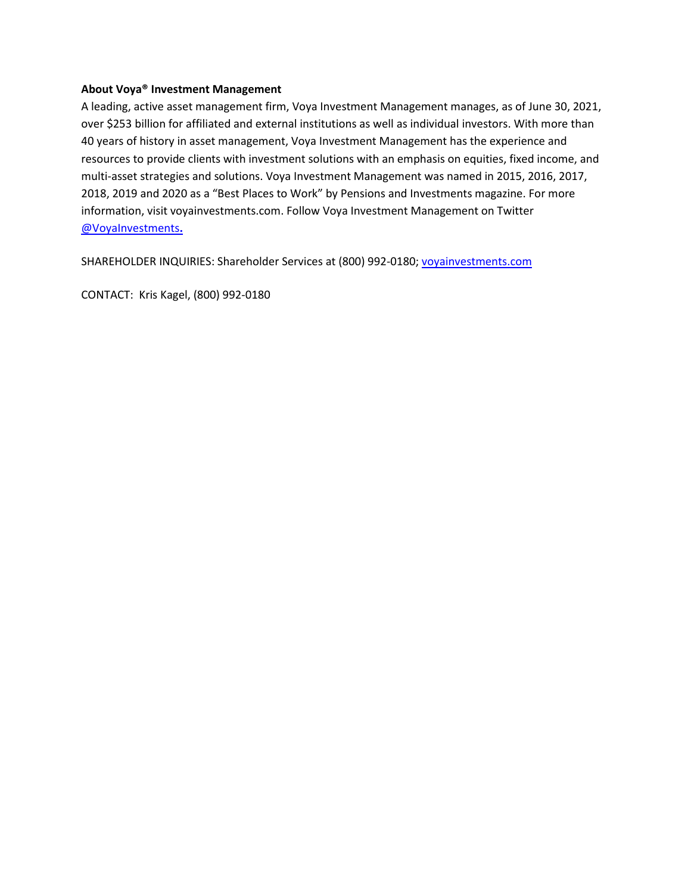**About Voya® Investment Management**

A leading, active asset management firm, Voya Investment Management manages, as of June 30, 2021, over $253 billion for affiliated and external institutions as well as individual investors. With more than 40 years of history in asset management, Voya Investment Management has the experience and resources to provide clients with investment solutions with an emphasis on equities, fixed income, and multi-asset strategies and solutions. Voya Investment Management was named in 2015, 2016, 2017, 2018, 2019 and 2020 as a "Best Places to Work" by Pensions and Investments magazine. For more information, visit voyainvestments.com. Follow Voya Investment Management on Twitter @VoyaInvestments.

SHAREHOLDER INQUIRIES: Shareholder Services at (800) 992-0180; voyainvestments.com

CONTACT: Kris Kagel, (800) 992-0180